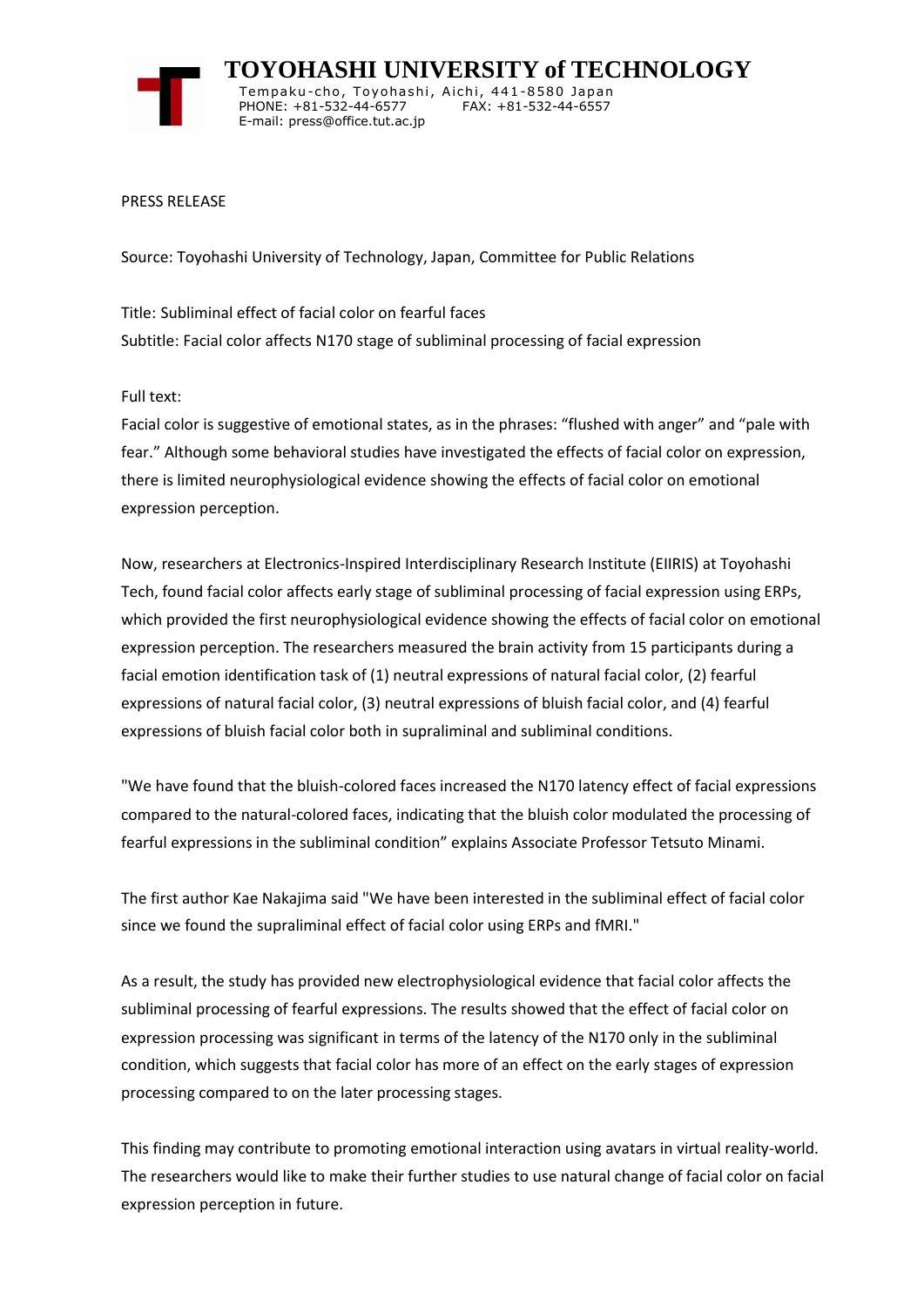# TOYOHASHI UNIVERSITY of TECHNOLOGY

Tempaku-cho, Toyohashi, Aichi, 441-8580 Japan
PHONE: +81-532-44-6577 FAX: +81-532-44-6557
E-mail: press@office.tut.ac.jp

PRESS RELEASE

Source: Toyohashi University of Technology, Japan, Committee for Public Relations

Title: Subliminal effect of facial color on fearful faces
Subtitle: Facial color affects N170 stage of subliminal processing of facial expression

Full text:
Facial color is suggestive of emotional states, as in the phrases: "flushed with anger" and "pale with fear." Although some behavioral studies have investigated the effects of facial color on expression, there is limited neurophysiological evidence showing the effects of facial color on emotional expression perception.

Now, researchers at Electronics-Inspired Interdisciplinary Research Institute (EIIRIS) at Toyohashi Tech, found facial color affects early stage of subliminal processing of facial expression using ERPs, which provided the first neurophysiological evidence showing the effects of facial color on emotional expression perception. The researchers measured the brain activity from 15 participants during a facial emotion identification task of (1) neutral expressions of natural facial color, (2) fearful expressions of natural facial color, (3) neutral expressions of bluish facial color, and (4) fearful expressions of bluish facial color both in supraliminal and subliminal conditions.

"We have found that the bluish-colored faces increased the N170 latency effect of facial expressions compared to the natural-colored faces, indicating that the bluish color modulated the processing of fearful expressions in the subliminal condition" explains Associate Professor Tetsuto Minami.

The first author Kae Nakajima said "We have been interested in the subliminal effect of facial color since we found the supraliminal effect of facial color using ERPs and fMRI."

As a result, the study has provided new electrophysiological evidence that facial color affects the subliminal processing of fearful expressions. The results showed that the effect of facial color on expression processing was significant in terms of the latency of the N170 only in the subliminal condition, which suggests that facial color has more of an effect on the early stages of expression processing compared to on the later processing stages.

This finding may contribute to promoting emotional interaction using avatars in virtual reality-world. The researchers would like to make their further studies to use natural change of facial color on facial expression perception in future.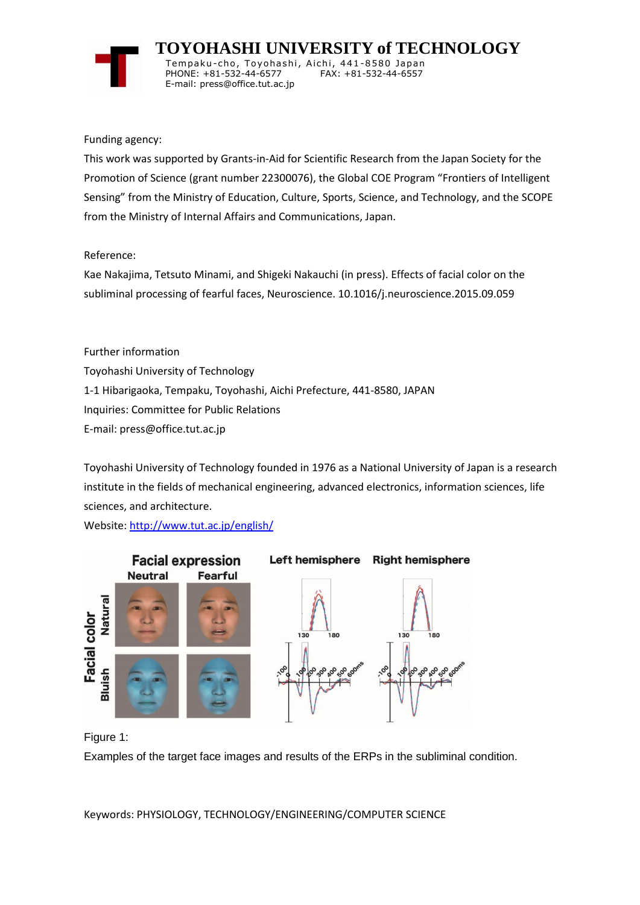Funding agency:

This work was supported by Grants-in-Aid for Scientific Research from the Japan Society for the Promotion of Science (grant number 22300076), the Global COE Program “Frontiers of Intelligent Sensing” from the Ministry of Education, Culture, Sports, Science, and Technology, and the SCOPE from the Ministry of Internal Affairs and Communications, Japan.

Reference:

Kae Nakajima, Tetsuto Minami, and Shigeki Nakauchi (in press). Effects of facial color on the subliminal processing of fearful faces, Neuroscience. 10.1016/j.neuroscience.2015.09.059

Further information

Toyohashi University of Technology

1-1 Hibarigaoka, Tempaku, Toyohashi, Aichi Prefecture, 441-8580, JAPAN

Inquiries: Committee for Public Relations

E-mail: press@office.tut.ac.jp

Toyohashi University of Technology founded in 1976 as a National University of Japan is a research institute in the fields of mechanical engineering, advanced electronics, information sciences, life sciences, and architecture.

Website: http://www.tut.ac.jp/english/

Facial expression

Neutral

Fearful

Facial color

Natural

Bluish

Left hemisphere

Right hemisphere

130 180

-100 0 100 200 300 400 500 600ms

Figure 1:

Examples of the target face images and results of the ERPs in the subliminal condition.

Keywords: PHYSIOLOGY, TECHNOLOGY/ENGINEERING/COMPUTER SCIENCE